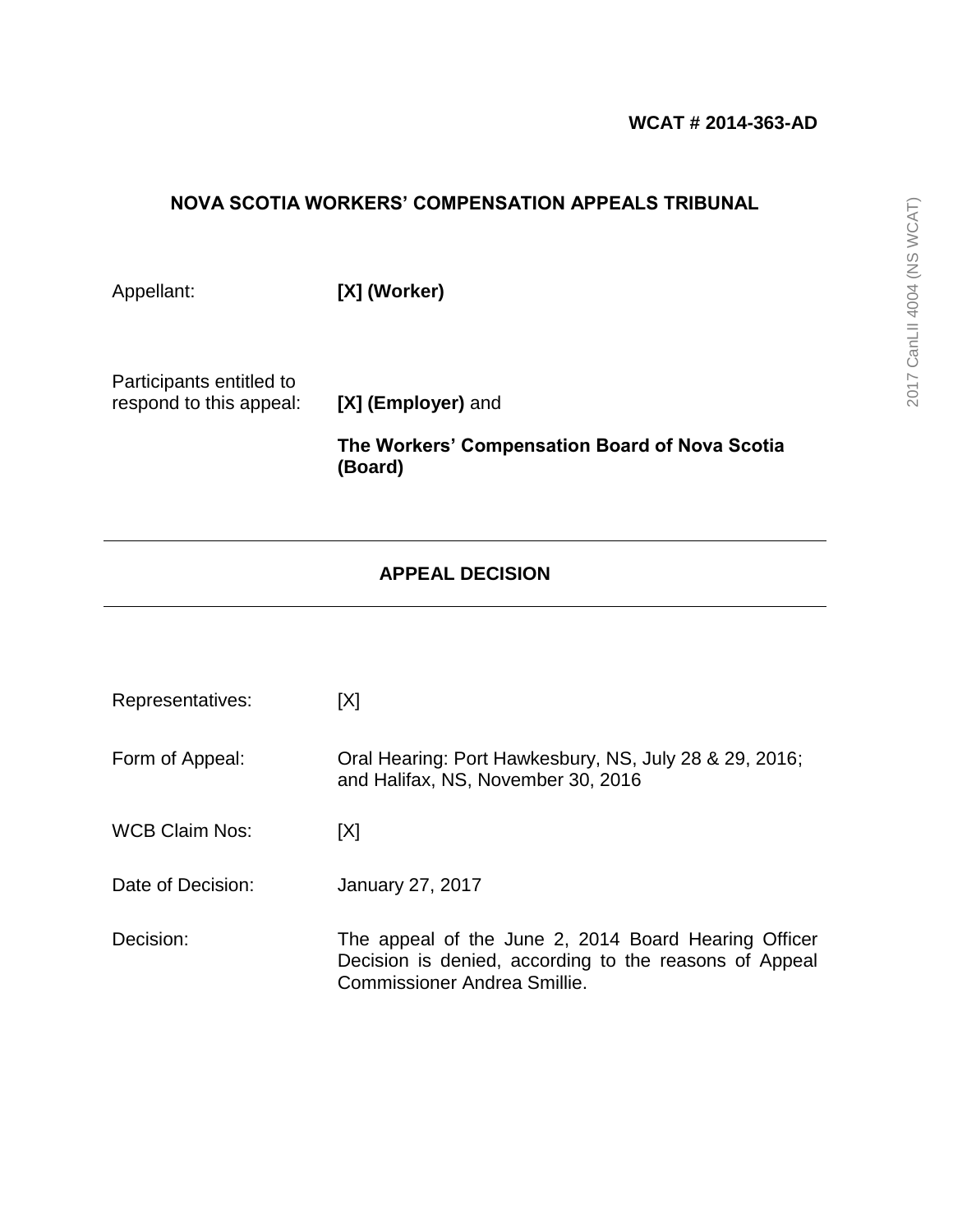**WCAT # 2014-363-AD**

## NOVA SCOTIA WORKERS' COMPENSATION APPEALS TRIBUNAL

| | |
|---|---|
| Appellant: | **[X] (Worker)** |
| Participants entitled to respond to this appeal: | **[X] (Employer)** and<br>**The Workers' Compensation Board of Nova Scotia (Board)** |

---

## APPEAL DECISION

---

| | |
|---|---|
| Representatives: | [X] |
| Form of Appeal: | Oral Hearing: Port Hawkesbury, NS, July 28 & 29, 2016; and Halifax, NS, November 30, 2016 |
| WCB Claim Nos: | [X] |
| Date of Decision: | January 27, 2017 |
| Decision: | The appeal of the June 2, 2014 Board Hearing Officer Decision is denied, according to the reasons of Appeal Commissioner Andrea Smillie. |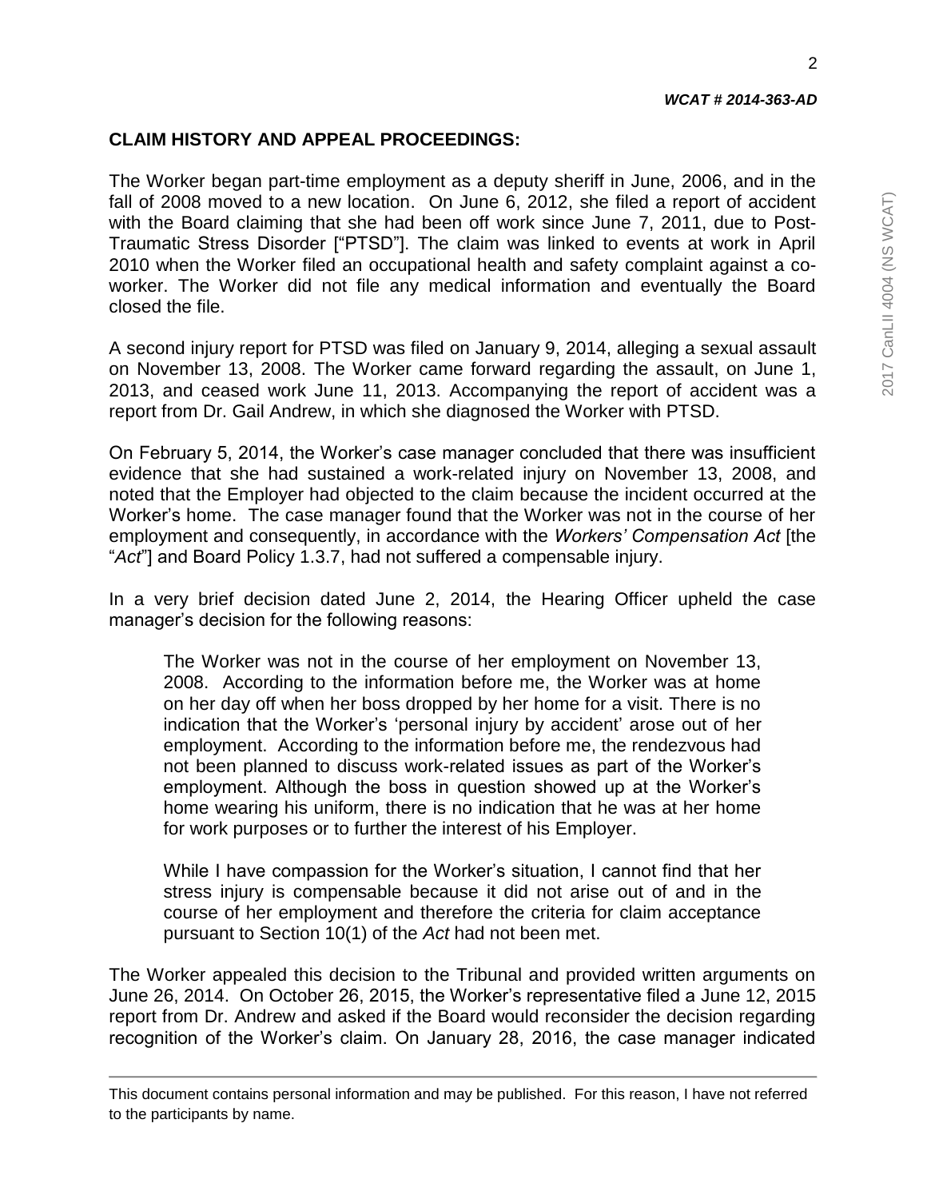## CLAIM HISTORY AND APPEAL PROCEEDINGS:

The Worker began part-time employment as a deputy sheriff in June, 2006, and in the fall of 2008 moved to a new location. On June 6, 2012, she filed a report of accident with the Board claiming that she had been off work since June 7, 2011, due to Post-Traumatic Stress Disorder ["PTSD"]. The claim was linked to events at work in April 2010 when the Worker filed an occupational health and safety complaint against a co-worker. The Worker did not file any medical information and eventually the Board closed the file.

A second injury report for PTSD was filed on January 9, 2014, alleging a sexual assault on November 13, 2008. The Worker came forward regarding the assault, on June 1, 2013, and ceased work June 11, 2013. Accompanying the report of accident was a report from Dr. Gail Andrew, in which she diagnosed the Worker with PTSD.

On February 5, 2014, the Worker's case manager concluded that there was insufficient evidence that she had sustained a work-related injury on November 13, 2008, and noted that the Employer had objected to the claim because the incident occurred at the Worker's home. The case manager found that the Worker was not in the course of her employment and consequently, in accordance with the *Workers' Compensation Act* [the "*Act*"] and Board Policy 1.3.7, had not suffered a compensable injury.

In a very brief decision dated June 2, 2014, the Hearing Officer upheld the case manager's decision for the following reasons:

> The Worker was not in the course of her employment on November 13, 2008. According to the information before me, the Worker was at home on her day off when her boss dropped by her home for a visit. There is no indication that the Worker's 'personal injury by accident' arose out of her employment. According to the information before me, the rendezvous had not been planned to discuss work-related issues as part of the Worker's employment. Although the boss in question showed up at the Worker's home wearing his uniform, there is no indication that he was at her home for work purposes or to further the interest of his Employer.
>
> While I have compassion for the Worker's situation, I cannot find that her stress injury is compensable because it did not arise out of and in the course of her employment and therefore the criteria for claim acceptance pursuant to Section 10(1) of the *Act* had not been met.

The Worker appealed this decision to the Tribunal and provided written arguments on June 26, 2014. On October 26, 2015, the Worker's representative filed a June 12, 2015 report from Dr. Andrew and asked if the Board would reconsider the decision regarding recognition of the Worker's claim. On January 28, 2016, the case manager indicated

---

This document contains personal information and may be published. For this reason, I have not referred to the participants by name.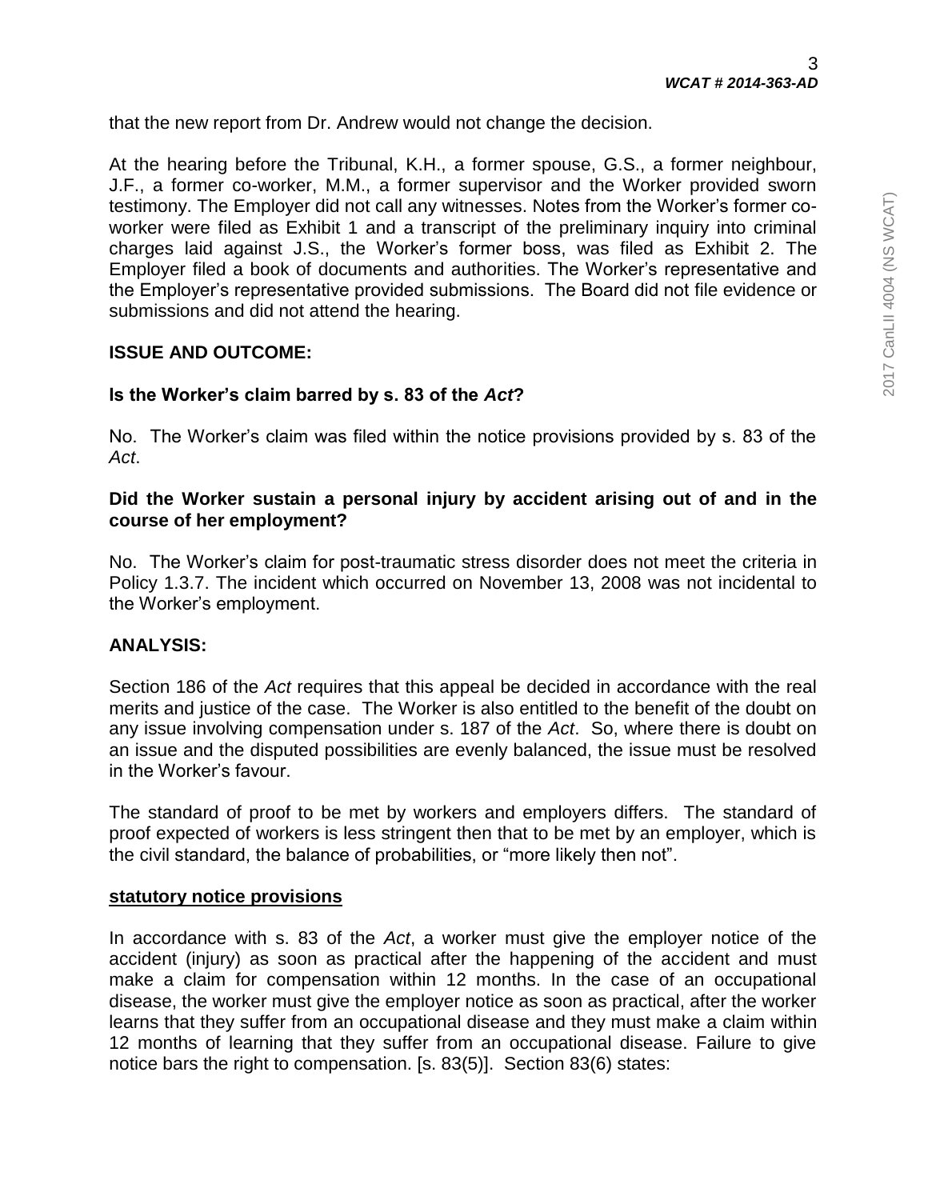that the new report from Dr. Andrew would not change the decision.

At the hearing before the Tribunal, K.H., a former spouse, G.S., a former neighbour, J.F., a former co-worker, M.M., a former supervisor and the Worker provided sworn testimony. The Employer did not call any witnesses. Notes from the Worker's former co-worker were filed as Exhibit 1 and a transcript of the preliminary inquiry into criminal charges laid against J.S., the Worker's former boss, was filed as Exhibit 2. The Employer filed a book of documents and authorities. The Worker's representative and the Employer's representative provided submissions. The Board did not file evidence or submissions and did not attend the hearing.

## ISSUE AND OUTCOME:

### Is the Worker's claim barred by s. 83 of the *Act*?

No. The Worker's claim was filed within the notice provisions provided by s. 83 of the *Act*.

### Did the Worker sustain a personal injury by accident arising out of and in the course of her employment?

No. The Worker's claim for post-traumatic stress disorder does not meet the criteria in Policy 1.3.7. The incident which occurred on November 13, 2008 was not incidental to the Worker's employment.

## ANALYSIS:

Section 186 of the *Act* requires that this appeal be decided in accordance with the real merits and justice of the case. The Worker is also entitled to the benefit of the doubt on any issue involving compensation under s. 187 of the *Act*. So, where there is doubt on an issue and the disputed possibilities are evenly balanced, the issue must be resolved in the Worker's favour.

The standard of proof to be met by workers and employers differs. The standard of proof expected of workers is less stringent then that to be met by an employer, which is the civil standard, the balance of probabilities, or "more likely then not".

### statutory notice provisions

In accordance with s. 83 of the *Act*, a worker must give the employer notice of the accident (injury) as soon as practical after the happening of the accident and must make a claim for compensation within 12 months. In the case of an occupational disease, the worker must give the employer notice as soon as practical, after the worker learns that they suffer from an occupational disease and they must make a claim within 12 months of learning that they suffer from an occupational disease. Failure to give notice bars the right to compensation. [s. 83(5)]. Section 83(6) states: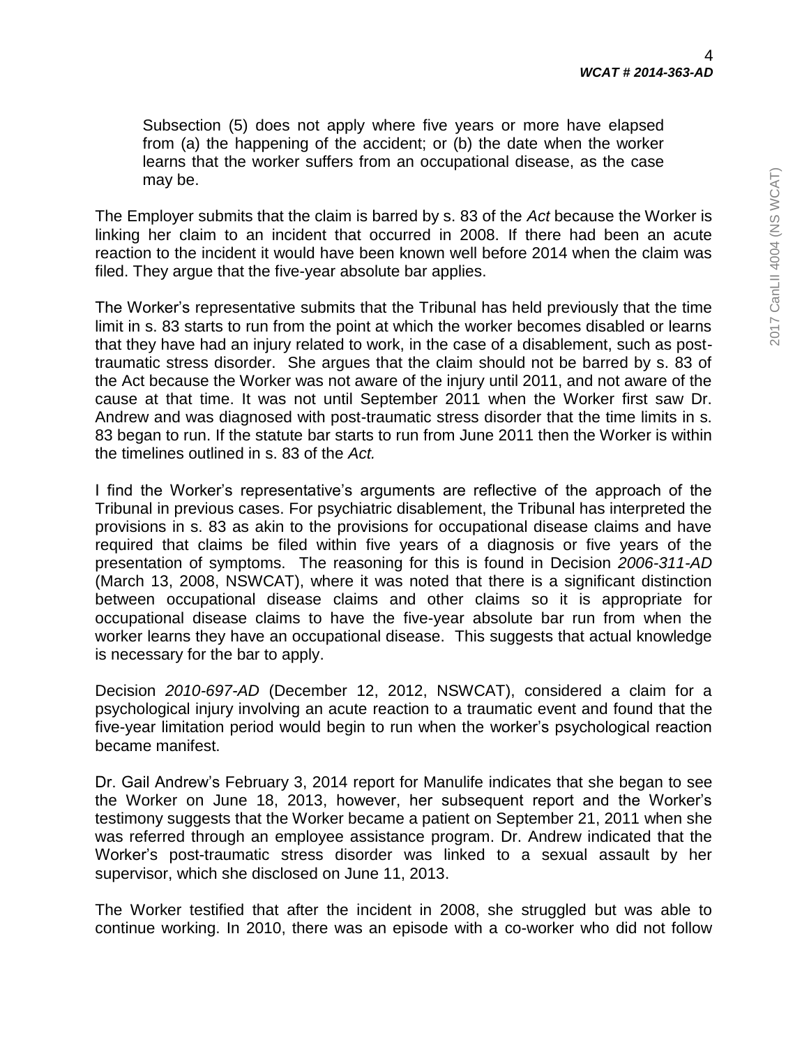> Subsection (5) does not apply where five years or more have elapsed from (a) the happening of the accident; or (b) the date when the worker learns that the worker suffers from an occupational disease, as the case may be.

The Employer submits that the claim is barred by s. 83 of the *Act* because the Worker is linking her claim to an incident that occurred in 2008. If there had been an acute reaction to the incident it would have been known well before 2014 when the claim was filed. They argue that the five-year absolute bar applies.

The Worker's representative submits that the Tribunal has held previously that the time limit in s. 83 starts to run from the point at which the worker becomes disabled or learns that they have had an injury related to work, in the case of a disablement, such as post-traumatic stress disorder. She argues that the claim should not be barred by s. 83 of the Act because the Worker was not aware of the injury until 2011, and not aware of the cause at that time. It was not until September 2011 when the Worker first saw Dr. Andrew and was diagnosed with post-traumatic stress disorder that the time limits in s. 83 began to run. If the statute bar starts to run from June 2011 then the Worker is within the timelines outlined in s. 83 of the *Act.*

I find the Worker's representative's arguments are reflective of the approach of the Tribunal in previous cases. For psychiatric disablement, the Tribunal has interpreted the provisions in s. 83 as akin to the provisions for occupational disease claims and have required that claims be filed within five years of a diagnosis or five years of the presentation of symptoms. The reasoning for this is found in Decision *2006-311-AD* (March 13, 2008, NSWCAT), where it was noted that there is a significant distinction between occupational disease claims and other claims so it is appropriate for occupational disease claims to have the five-year absolute bar run from when the worker learns they have an occupational disease. This suggests that actual knowledge is necessary for the bar to apply.

Decision *2010-697-AD* (December 12, 2012, NSWCAT), considered a claim for a psychological injury involving an acute reaction to a traumatic event and found that the five-year limitation period would begin to run when the worker's psychological reaction became manifest.

Dr. Gail Andrew's February 3, 2014 report for Manulife indicates that she began to see the Worker on June 18, 2013, however, her subsequent report and the Worker's testimony suggests that the Worker became a patient on September 21, 2011 when she was referred through an employee assistance program. Dr. Andrew indicated that the Worker's post-traumatic stress disorder was linked to a sexual assault by her supervisor, which she disclosed on June 11, 2013.

The Worker testified that after the incident in 2008, she struggled but was able to continue working. In 2010, there was an episode with a co-worker who did not follow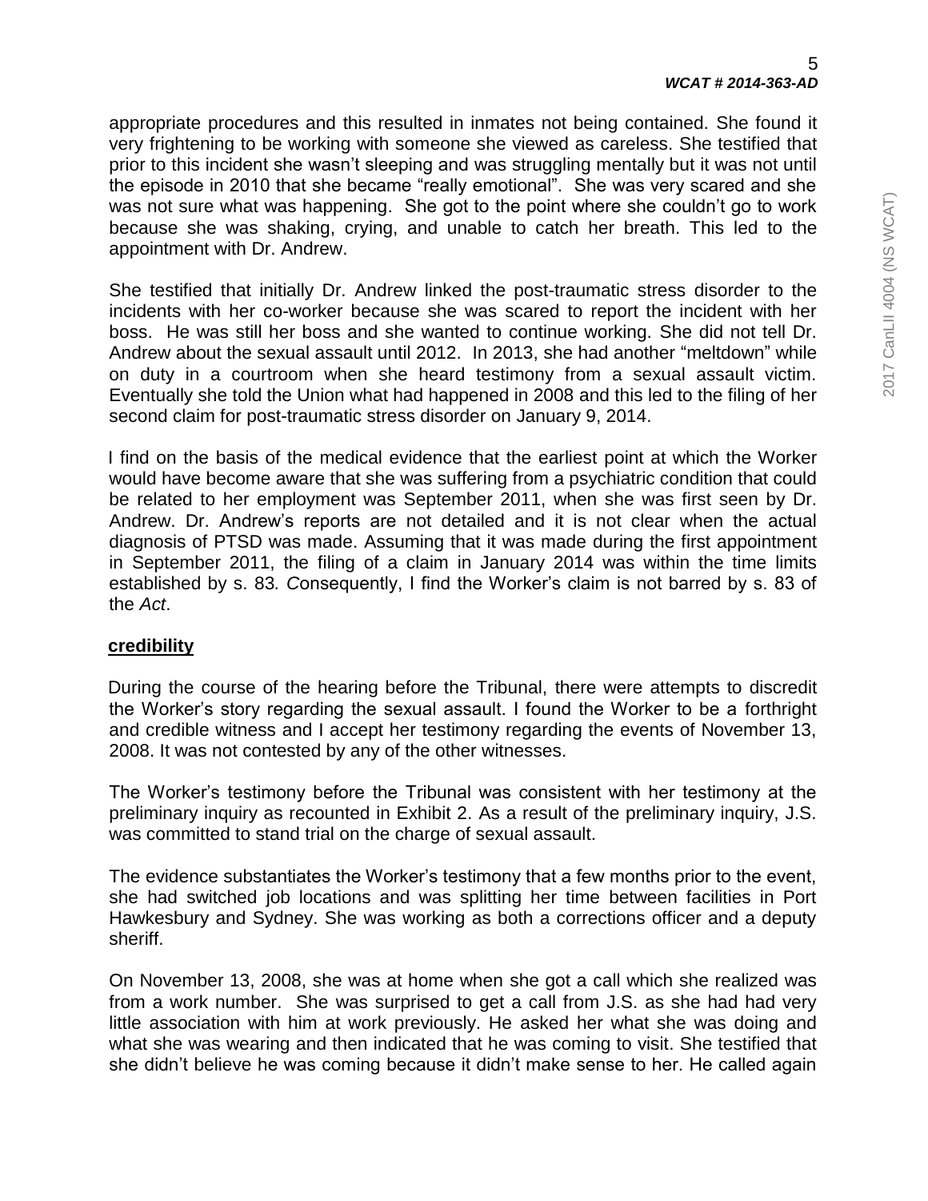appropriate procedures and this resulted in inmates not being contained. She found it very frightening to be working with someone she viewed as careless. She testified that prior to this incident she wasn't sleeping and was struggling mentally but it was not until the episode in 2010 that she became "really emotional". She was very scared and she was not sure what was happening. She got to the point where she couldn't go to work because she was shaking, crying, and unable to catch her breath. This led to the appointment with Dr. Andrew.

She testified that initially Dr. Andrew linked the post-traumatic stress disorder to the incidents with her co-worker because she was scared to report the incident with her boss. He was still her boss and she wanted to continue working. She did not tell Dr. Andrew about the sexual assault until 2012. In 2013, she had another "meltdown" while on duty in a courtroom when she heard testimony from a sexual assault victim. Eventually she told the Union what had happened in 2008 and this led to the filing of her second claim for post-traumatic stress disorder on January 9, 2014.

I find on the basis of the medical evidence that the earliest point at which the Worker would have become aware that she was suffering from a psychiatric condition that could be related to her employment was September 2011, when she was first seen by Dr. Andrew. Dr. Andrew's reports are not detailed and it is not clear when the actual diagnosis of PTSD was made. Assuming that it was made during the first appointment in September 2011, the filing of a claim in January 2014 was within the time limits established by s. 83*. C*onsequently, I find the Worker's claim is not barred by s. 83 of the *Act*.

**credibility**

During the course of the hearing before the Tribunal, there were attempts to discredit the Worker's story regarding the sexual assault. I found the Worker to be a forthright and credible witness and I accept her testimony regarding the events of November 13, 2008. It was not contested by any of the other witnesses.

The Worker's testimony before the Tribunal was consistent with her testimony at the preliminary inquiry as recounted in Exhibit 2. As a result of the preliminary inquiry, J.S. was committed to stand trial on the charge of sexual assault.

The evidence substantiates the Worker's testimony that a few months prior to the event, she had switched job locations and was splitting her time between facilities in Port Hawkesbury and Sydney. She was working as both a corrections officer and a deputy sheriff.

On November 13, 2008, she was at home when she got a call which she realized was from a work number. She was surprised to get a call from J.S. as she had had very little association with him at work previously. He asked her what she was doing and what she was wearing and then indicated that he was coming to visit. She testified that she didn't believe he was coming because it didn't make sense to her. He called again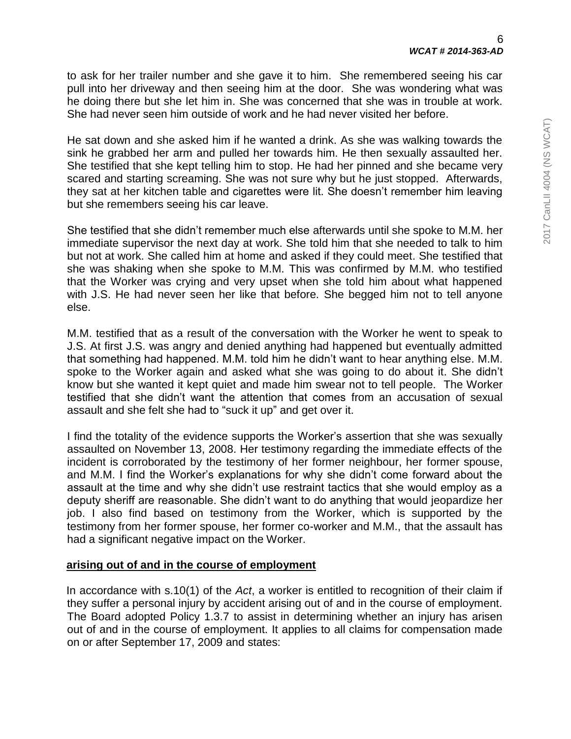to ask for her trailer number and she gave it to him. She remembered seeing his car pull into her driveway and then seeing him at the door. She was wondering what was he doing there but she let him in. She was concerned that she was in trouble at work. She had never seen him outside of work and he had never visited her before.

He sat down and she asked him if he wanted a drink. As she was walking towards the sink he grabbed her arm and pulled her towards him. He then sexually assaulted her. She testified that she kept telling him to stop. He had her pinned and she became very scared and starting screaming. She was not sure why but he just stopped. Afterwards, they sat at her kitchen table and cigarettes were lit. She doesn't remember him leaving but she remembers seeing his car leave.

She testified that she didn't remember much else afterwards until she spoke to M.M. her immediate supervisor the next day at work. She told him that she needed to talk to him but not at work. She called him at home and asked if they could meet. She testified that she was shaking when she spoke to M.M. This was confirmed by M.M. who testified that the Worker was crying and very upset when she told him about what happened with J.S. He had never seen her like that before. She begged him not to tell anyone else.

M.M. testified that as a result of the conversation with the Worker he went to speak to J.S. At first J.S. was angry and denied anything had happened but eventually admitted that something had happened. M.M. told him he didn't want to hear anything else. M.M. spoke to the Worker again and asked what she was going to do about it. She didn't know but she wanted it kept quiet and made him swear not to tell people. The Worker testified that she didn't want the attention that comes from an accusation of sexual assault and she felt she had to "suck it up" and get over it.

I find the totality of the evidence supports the Worker's assertion that she was sexually assaulted on November 13, 2008. Her testimony regarding the immediate effects of the incident is corroborated by the testimony of her former neighbour, her former spouse, and M.M. I find the Worker's explanations for why she didn't come forward about the assault at the time and why she didn't use restraint tactics that she would employ as a deputy sheriff are reasonable. She didn't want to do anything that would jeopardize her job. I also find based on testimony from the Worker, which is supported by the testimony from her former spouse, her former co-worker and M.M., that the assault has had a significant negative impact on the Worker.

**arising out of and in the course of employment**

In accordance with s.10(1) of the *Act*, a worker is entitled to recognition of their claim if they suffer a personal injury by accident arising out of and in the course of employment. The Board adopted Policy 1.3.7 to assist in determining whether an injury has arisen out of and in the course of employment. It applies to all claims for compensation made on or after September 17, 2009 and states: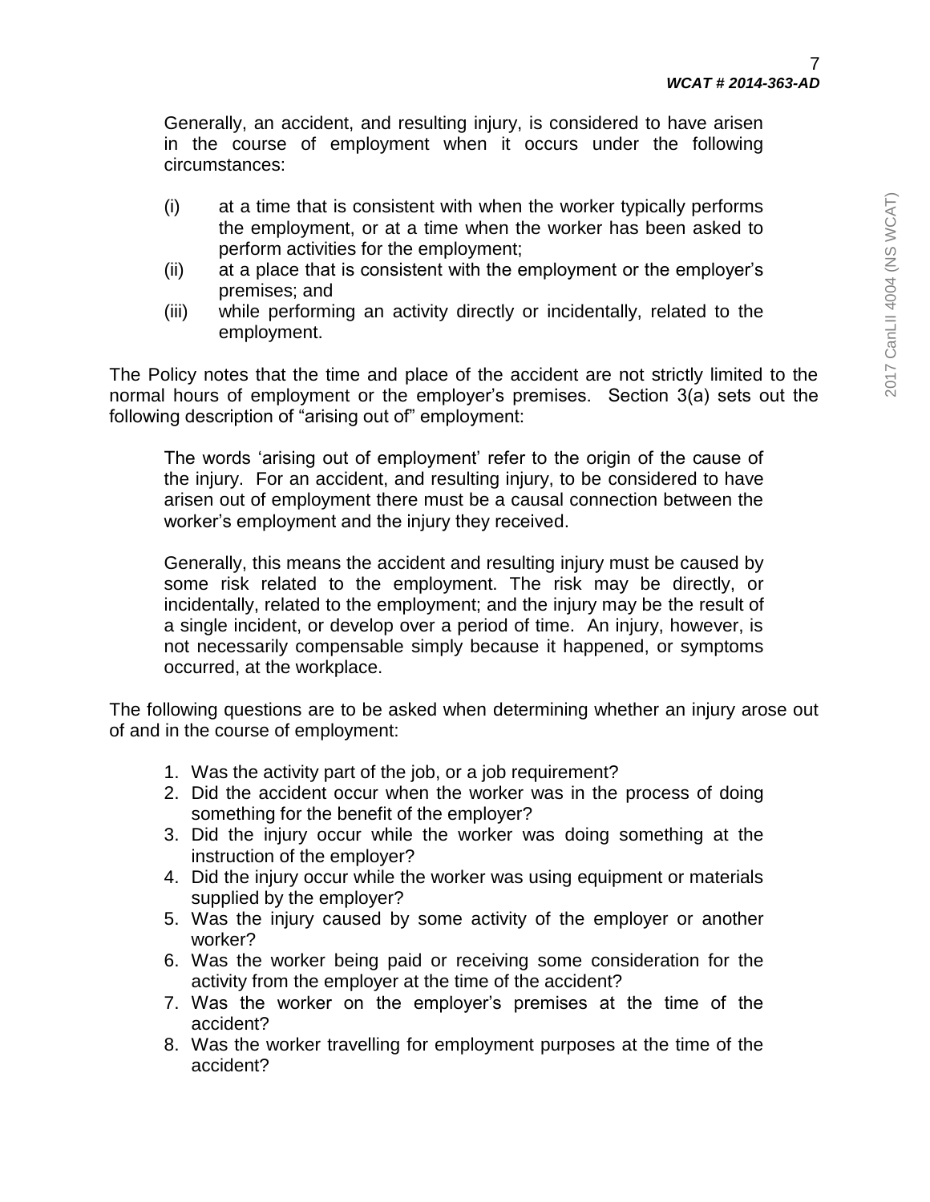> Generally, an accident, and resulting injury, is considered to have arisen in the course of employment when it occurs under the following circumstances:
>
> (i) at a time that is consistent with when the worker typically performs the employment, or at a time when the worker has been asked to perform activities for the employment;
>
> (ii) at a place that is consistent with the employment or the employer's premises; and
>
> (iii) while performing an activity directly or incidentally, related to the employment.

The Policy notes that the time and place of the accident are not strictly limited to the normal hours of employment or the employer's premises. Section 3(a) sets out the following description of "arising out of" employment:

> The words 'arising out of employment' refer to the origin of the cause of the injury. For an accident, and resulting injury, to be considered to have arisen out of employment there must be a causal connection between the worker's employment and the injury they received.
>
> Generally, this means the accident and resulting injury must be caused by some risk related to the employment. The risk may be directly, or incidentally, related to the employment; and the injury may be the result of a single incident, or develop over a period of time. An injury, however, is not necessarily compensable simply because it happened, or symptoms occurred, at the workplace.

The following questions are to be asked when determining whether an injury arose out of and in the course of employment:

> 1. Was the activity part of the job, or a job requirement?
> 2. Did the accident occur when the worker was in the process of doing something for the benefit of the employer?
> 3. Did the injury occur while the worker was doing something at the instruction of the employer?
> 4. Did the injury occur while the worker was using equipment or materials supplied by the employer?
> 5. Was the injury caused by some activity of the employer or another worker?
> 6. Was the worker being paid or receiving some consideration for the activity from the employer at the time of the accident?
> 7. Was the worker on the employer's premises at the time of the accident?
> 8. Was the worker travelling for employment purposes at the time of the accident?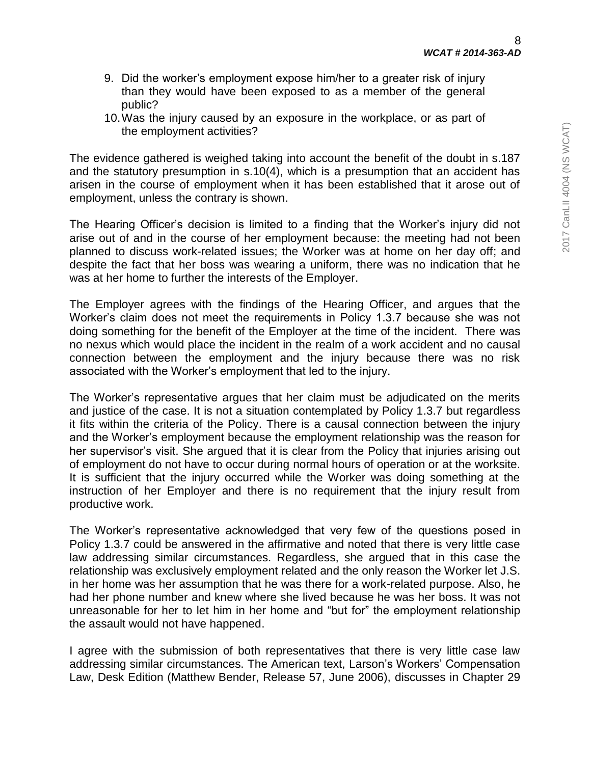9. Did the worker's employment expose him/her to a greater risk of injury than they would have been exposed to as a member of the general public?
10. Was the injury caused by an exposure in the workplace, or as part of the employment activities?

The evidence gathered is weighed taking into account the benefit of the doubt in s.187 and the statutory presumption in s.10(4), which is a presumption that an accident has arisen in the course of employment when it has been established that it arose out of employment, unless the contrary is shown.

The Hearing Officer's decision is limited to a finding that the Worker's injury did not arise out of and in the course of her employment because: the meeting had not been planned to discuss work-related issues; the Worker was at home on her day off; and despite the fact that her boss was wearing a uniform, there was no indication that he was at her home to further the interests of the Employer.

The Employer agrees with the findings of the Hearing Officer, and argues that the Worker's claim does not meet the requirements in Policy 1.3.7 because she was not doing something for the benefit of the Employer at the time of the incident. There was no nexus which would place the incident in the realm of a work accident and no causal connection between the employment and the injury because there was no risk associated with the Worker's employment that led to the injury.

The Worker's representative argues that her claim must be adjudicated on the merits and justice of the case. It is not a situation contemplated by Policy 1.3.7 but regardless it fits within the criteria of the Policy. There is a causal connection between the injury and the Worker's employment because the employment relationship was the reason for her supervisor's visit. She argued that it is clear from the Policy that injuries arising out of employment do not have to occur during normal hours of operation or at the worksite. It is sufficient that the injury occurred while the Worker was doing something at the instruction of her Employer and there is no requirement that the injury result from productive work.

The Worker's representative acknowledged that very few of the questions posed in Policy 1.3.7 could be answered in the affirmative and noted that there is very little case law addressing similar circumstances. Regardless, she argued that in this case the relationship was exclusively employment related and the only reason the Worker let J.S. in her home was her assumption that he was there for a work-related purpose. Also, he had her phone number and knew where she lived because he was her boss. It was not unreasonable for her to let him in her home and "but for" the employment relationship the assault would not have happened.

I agree with the submission of both representatives that there is very little case law addressing similar circumstances. The American text, Larson's Workers' Compensation Law, Desk Edition (Matthew Bender, Release 57, June 2006), discusses in Chapter 29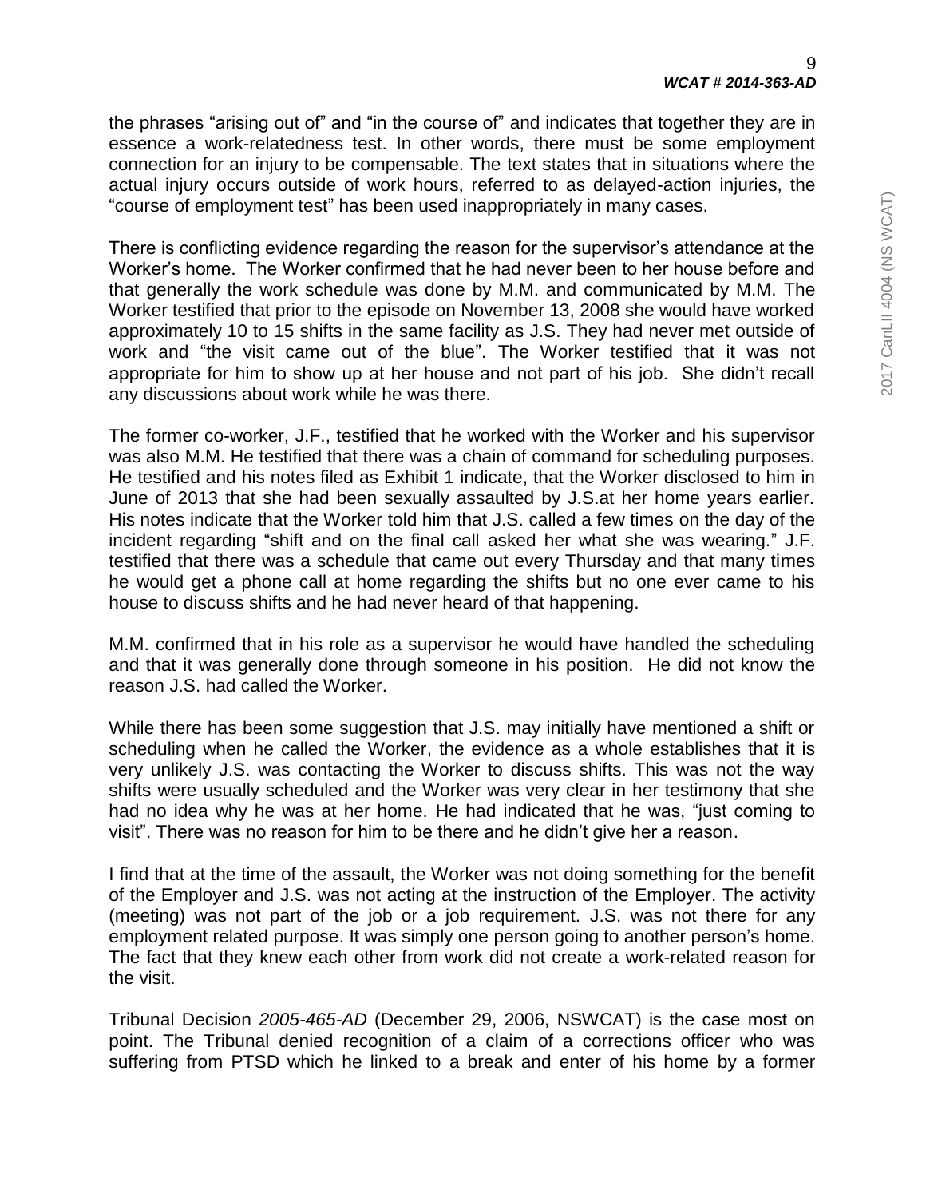the phrases "arising out of" and "in the course of" and indicates that together they are in essence a work-relatedness test. In other words, there must be some employment connection for an injury to be compensable. The text states that in situations where the actual injury occurs outside of work hours, referred to as delayed-action injuries, the "course of employment test" has been used inappropriately in many cases.

There is conflicting evidence regarding the reason for the supervisor's attendance at the Worker's home. The Worker confirmed that he had never been to her house before and that generally the work schedule was done by M.M. and communicated by M.M. The Worker testified that prior to the episode on November 13, 2008 she would have worked approximately 10 to 15 shifts in the same facility as J.S. They had never met outside of work and "the visit came out of the blue". The Worker testified that it was not appropriate for him to show up at her house and not part of his job. She didn't recall any discussions about work while he was there.

The former co-worker, J.F., testified that he worked with the Worker and his supervisor was also M.M. He testified that there was a chain of command for scheduling purposes. He testified and his notes filed as Exhibit 1 indicate, that the Worker disclosed to him in June of 2013 that she had been sexually assaulted by J.S.at her home years earlier. His notes indicate that the Worker told him that J.S. called a few times on the day of the incident regarding "shift and on the final call asked her what she was wearing." J.F. testified that there was a schedule that came out every Thursday and that many times he would get a phone call at home regarding the shifts but no one ever came to his house to discuss shifts and he had never heard of that happening.

M.M. confirmed that in his role as a supervisor he would have handled the scheduling and that it was generally done through someone in his position. He did not know the reason J.S. had called the Worker.

While there has been some suggestion that J.S. may initially have mentioned a shift or scheduling when he called the Worker, the evidence as a whole establishes that it is very unlikely J.S. was contacting the Worker to discuss shifts. This was not the way shifts were usually scheduled and the Worker was very clear in her testimony that she had no idea why he was at her home. He had indicated that he was, "just coming to visit". There was no reason for him to be there and he didn't give her a reason.

I find that at the time of the assault, the Worker was not doing something for the benefit of the Employer and J.S. was not acting at the instruction of the Employer. The activity (meeting) was not part of the job or a job requirement. J.S. was not there for any employment related purpose. It was simply one person going to another person's home. The fact that they knew each other from work did not create a work-related reason for the visit.

Tribunal Decision *2005-465-AD* (December 29, 2006, NSWCAT) is the case most on point. The Tribunal denied recognition of a claim of a corrections officer who was suffering from PTSD which he linked to a break and enter of his home by a former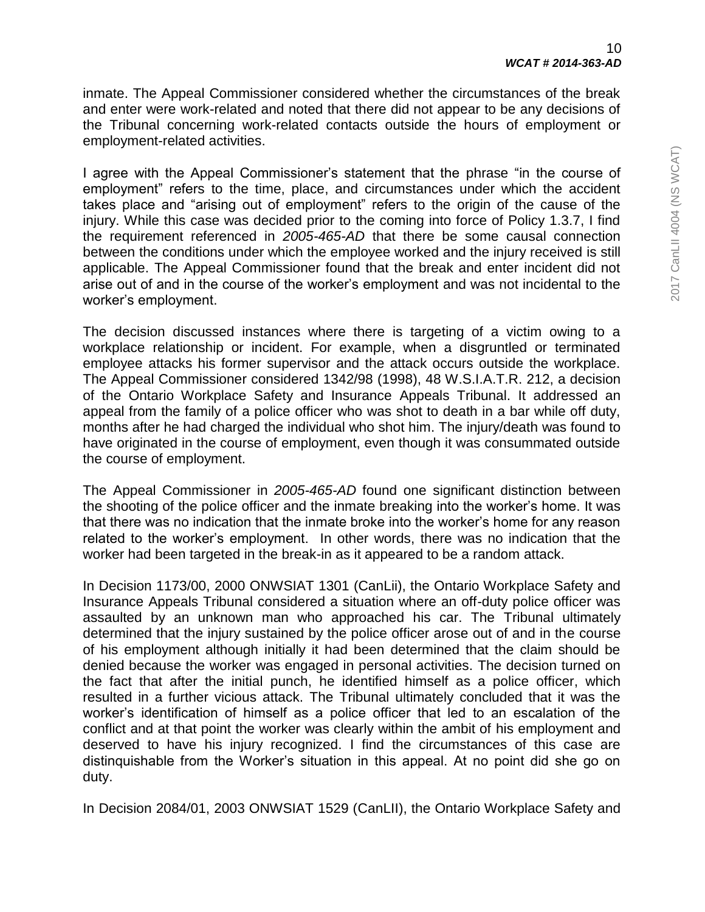inmate. The Appeal Commissioner considered whether the circumstances of the break and enter were work-related and noted that there did not appear to be any decisions of the Tribunal concerning work-related contacts outside the hours of employment or employment-related activities.

I agree with the Appeal Commissioner's statement that the phrase "in the course of employment" refers to the time, place, and circumstances under which the accident takes place and "arising out of employment" refers to the origin of the cause of the injury. While this case was decided prior to the coming into force of Policy 1.3.7, I find the requirement referenced in *2005-465-AD* that there be some causal connection between the conditions under which the employee worked and the injury received is still applicable. The Appeal Commissioner found that the break and enter incident did not arise out of and in the course of the worker's employment and was not incidental to the worker's employment.

The decision discussed instances where there is targeting of a victim owing to a workplace relationship or incident. For example, when a disgruntled or terminated employee attacks his former supervisor and the attack occurs outside the workplace. The Appeal Commissioner considered 1342/98 (1998), 48 W.S.I.A.T.R. 212, a decision of the Ontario Workplace Safety and Insurance Appeals Tribunal. It addressed an appeal from the family of a police officer who was shot to death in a bar while off duty, months after he had charged the individual who shot him. The injury/death was found to have originated in the course of employment, even though it was consummated outside the course of employment.

The Appeal Commissioner in *2005-465-AD* found one significant distinction between the shooting of the police officer and the inmate breaking into the worker's home. It was that there was no indication that the inmate broke into the worker's home for any reason related to the worker's employment. In other words, there was no indication that the worker had been targeted in the break-in as it appeared to be a random attack.

In Decision 1173/00, 2000 ONWSIAT 1301 (CanLii), the Ontario Workplace Safety and Insurance Appeals Tribunal considered a situation where an off-duty police officer was assaulted by an unknown man who approached his car. The Tribunal ultimately determined that the injury sustained by the police officer arose out of and in the course of his employment although initially it had been determined that the claim should be denied because the worker was engaged in personal activities. The decision turned on the fact that after the initial punch, he identified himself as a police officer, which resulted in a further vicious attack. The Tribunal ultimately concluded that it was the worker's identification of himself as a police officer that led to an escalation of the conflict and at that point the worker was clearly within the ambit of his employment and deserved to have his injury recognized. I find the circumstances of this case are distinquishable from the Worker's situation in this appeal. At no point did she go on duty.

In Decision 2084/01, 2003 ONWSIAT 1529 (CanLII), the Ontario Workplace Safety and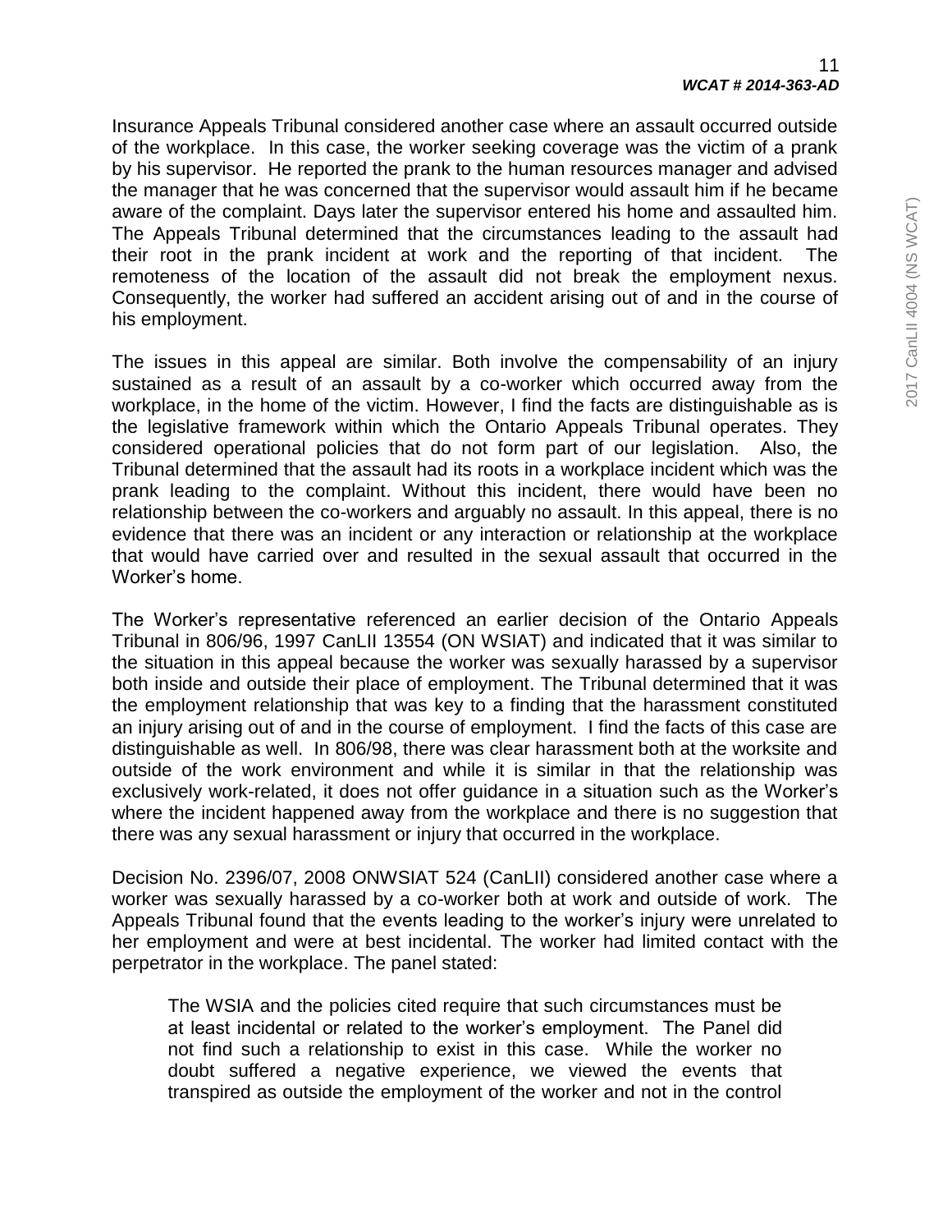Insurance Appeals Tribunal considered another case where an assault occurred outside of the workplace. In this case, the worker seeking coverage was the victim of a prank by his supervisor. He reported the prank to the human resources manager and advised the manager that he was concerned that the supervisor would assault him if he became aware of the complaint. Days later the supervisor entered his home and assaulted him. The Appeals Tribunal determined that the circumstances leading to the assault had their root in the prank incident at work and the reporting of that incident. The remoteness of the location of the assault did not break the employment nexus. Consequently, the worker had suffered an accident arising out of and in the course of his employment.

The issues in this appeal are similar. Both involve the compensability of an injury sustained as a result of an assault by a co-worker which occurred away from the workplace, in the home of the victim. However, I find the facts are distinguishable as is the legislative framework within which the Ontario Appeals Tribunal operates. They considered operational policies that do not form part of our legislation. Also, the Tribunal determined that the assault had its roots in a workplace incident which was the prank leading to the complaint. Without this incident, there would have been no relationship between the co-workers and arguably no assault. In this appeal, there is no evidence that there was an incident or any interaction or relationship at the workplace that would have carried over and resulted in the sexual assault that occurred in the Worker's home.

The Worker's representative referenced an earlier decision of the Ontario Appeals Tribunal in 806/96, 1997 CanLII 13554 (ON WSIAT) and indicated that it was similar to the situation in this appeal because the worker was sexually harassed by a supervisor both inside and outside their place of employment. The Tribunal determined that it was the employment relationship that was key to a finding that the harassment constituted an injury arising out of and in the course of employment. I find the facts of this case are distinguishable as well. In 806/98, there was clear harassment both at the worksite and outside of the work environment and while it is similar in that the relationship was exclusively work-related, it does not offer guidance in a situation such as the Worker's where the incident happened away from the workplace and there is no suggestion that there was any sexual harassment or injury that occurred in the workplace.

Decision No. 2396/07, 2008 ONWSIAT 524 (CanLII) considered another case where a worker was sexually harassed by a co-worker both at work and outside of work. The Appeals Tribunal found that the events leading to the worker's injury were unrelated to her employment and were at best incidental. The worker had limited contact with the perpetrator in the workplace. The panel stated:

> The WSIA and the policies cited require that such circumstances must be at least incidental or related to the worker's employment. The Panel did not find such a relationship to exist in this case. While the worker no doubt suffered a negative experience, we viewed the events that transpired as outside the employment of the worker and not in the control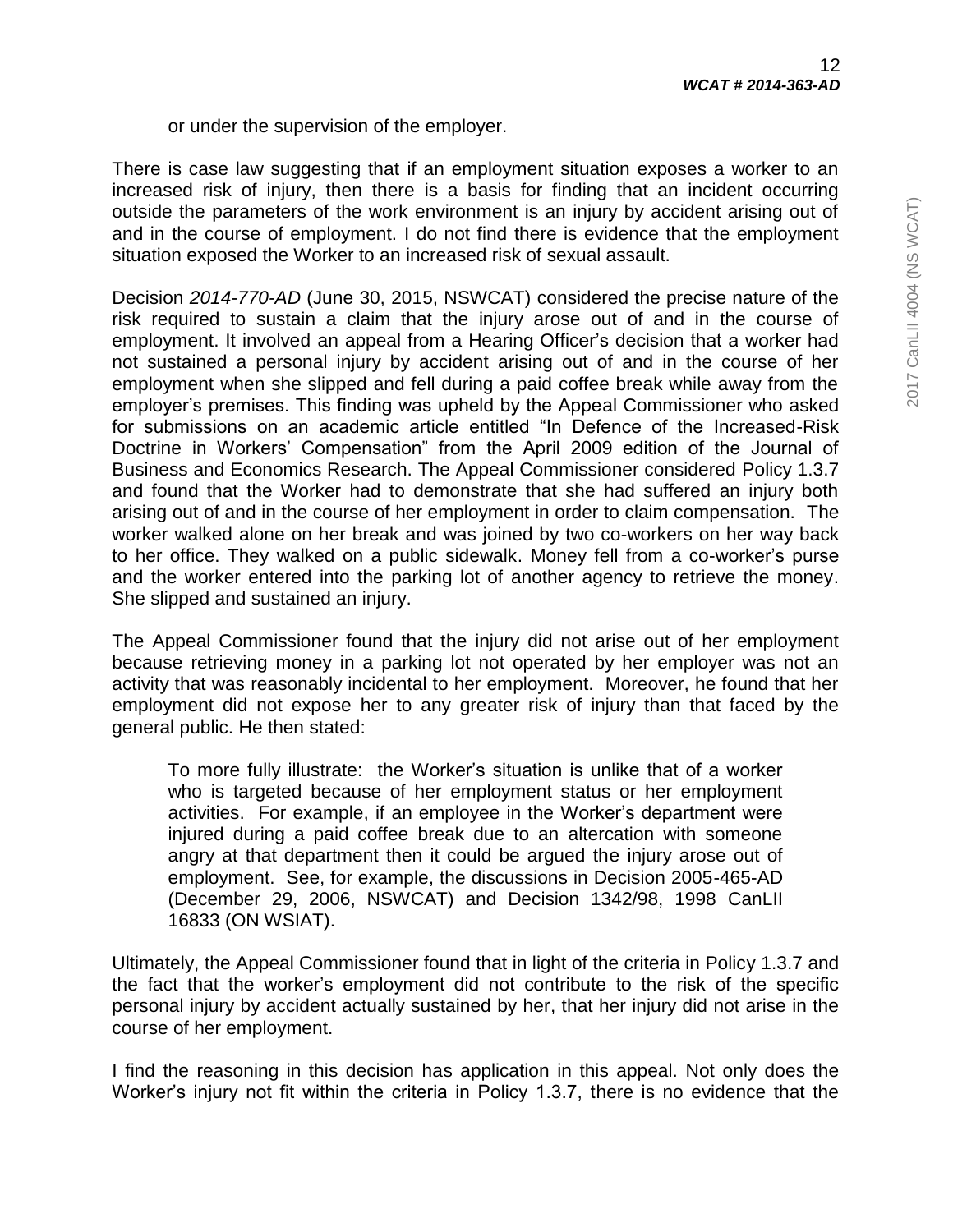or under the supervision of the employer.

There is case law suggesting that if an employment situation exposes a worker to an increased risk of injury, then there is a basis for finding that an incident occurring outside the parameters of the work environment is an injury by accident arising out of and in the course of employment. I do not find there is evidence that the employment situation exposed the Worker to an increased risk of sexual assault.

Decision *2014-770-AD* (June 30, 2015, NSWCAT) considered the precise nature of the risk required to sustain a claim that the injury arose out of and in the course of employment. It involved an appeal from a Hearing Officer's decision that a worker had not sustained a personal injury by accident arising out of and in the course of her employment when she slipped and fell during a paid coffee break while away from the employer's premises. This finding was upheld by the Appeal Commissioner who asked for submissions on an academic article entitled "In Defence of the Increased-Risk Doctrine in Workers' Compensation" from the April 2009 edition of the Journal of Business and Economics Research. The Appeal Commissioner considered Policy 1.3.7 and found that the Worker had to demonstrate that she had suffered an injury both arising out of and in the course of her employment in order to claim compensation. The worker walked alone on her break and was joined by two co-workers on her way back to her office. They walked on a public sidewalk. Money fell from a co-worker's purse and the worker entered into the parking lot of another agency to retrieve the money. She slipped and sustained an injury.

The Appeal Commissioner found that the injury did not arise out of her employment because retrieving money in a parking lot not operated by her employer was not an activity that was reasonably incidental to her employment. Moreover, he found that her employment did not expose her to any greater risk of injury than that faced by the general public. He then stated:

> To more fully illustrate: the Worker's situation is unlike that of a worker who is targeted because of her employment status or her employment activities. For example, if an employee in the Worker's department were injured during a paid coffee break due to an altercation with someone angry at that department then it could be argued the injury arose out of employment. See, for example, the discussions in Decision 2005-465-AD (December 29, 2006, NSWCAT) and Decision 1342/98, 1998 CanLII 16833 (ON WSIAT).

Ultimately, the Appeal Commissioner found that in light of the criteria in Policy 1.3.7 and the fact that the worker's employment did not contribute to the risk of the specific personal injury by accident actually sustained by her, that her injury did not arise in the course of her employment.

I find the reasoning in this decision has application in this appeal. Not only does the Worker's injury not fit within the criteria in Policy 1.3.7, there is no evidence that the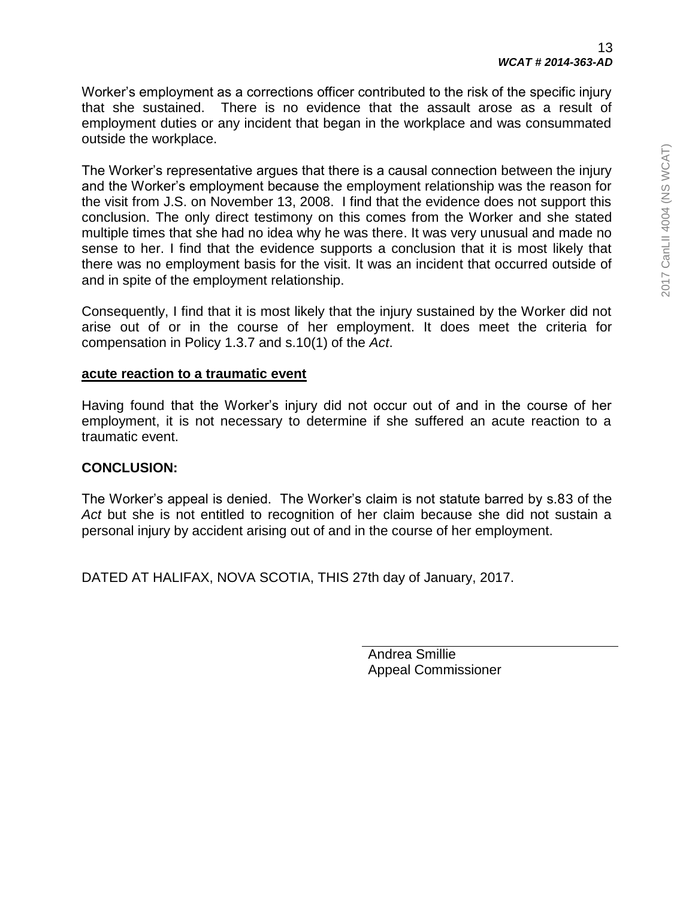Worker's employment as a corrections officer contributed to the risk of the specific injury that she sustained. There is no evidence that the assault arose as a result of employment duties or any incident that began in the workplace and was consummated outside the workplace.

The Worker's representative argues that there is a causal connection between the injury and the Worker's employment because the employment relationship was the reason for the visit from J.S. on November 13, 2008. I find that the evidence does not support this conclusion. The only direct testimony on this comes from the Worker and she stated multiple times that she had no idea why he was there. It was very unusual and made no sense to her. I find that the evidence supports a conclusion that it is most likely that there was no employment basis for the visit. It was an incident that occurred outside of and in spite of the employment relationship.

Consequently, I find that it is most likely that the injury sustained by the Worker did not arise out of or in the course of her employment. It does meet the criteria for compensation in Policy 1.3.7 and s.10(1) of the *Act*.

**acute reaction to a traumatic event**

Having found that the Worker's injury did not occur out of and in the course of her employment, it is not necessary to determine if she suffered an acute reaction to a traumatic event.

**CONCLUSION:**

The Worker's appeal is denied. The Worker's claim is not statute barred by s.83 of the *Act* but she is not entitled to recognition of her claim because she did not sustain a personal injury by accident arising out of and in the course of her employment.

DATED AT HALIFAX, NOVA SCOTIA, THIS 27th day of January, 2017.

Andrea Smillie
Appeal Commissioner